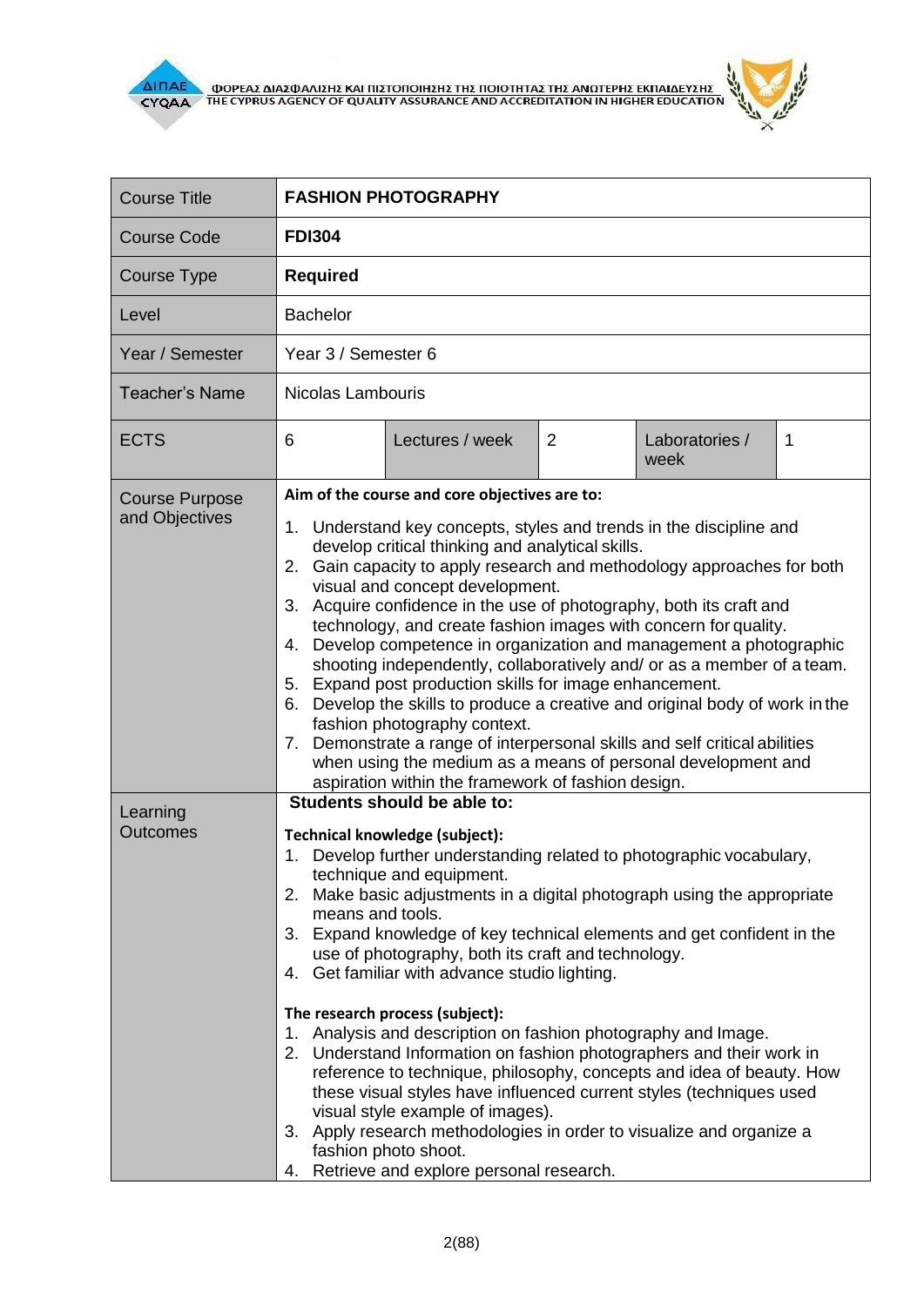ΦΟΡΕΑΣ ΔΙΑΣΦΑΛΙΣΗΣ ΚΑΙ ΠΙΣΤΟΠΟΙΗΣΗΣ ΤΗΣ ΠΟΙΟΤΗΤΑΣ ΤΗΣ ΑΝΩΤΕΡΗΣ ΕΚΠΑΙΔΕΥΣΗΣ
THE CYPRUS AGENCY OF QUALITY ASSURANCE AND ACCREDITATION IN HIGHER EDUCATION

| Course Title | **FASHION PHOTOGRAPHY** | | | | |
|---|---|---|---|---|---|
| Course Code | **FDI304** | | | | |
| Course Type | **Required** | | | | |
| Level | Bachelor | | | | |
| Year / Semester | Year 3 / Semester 6 | | | | |
| Teacher's Name | Nicolas Lambouris | | | | |
| ECTS | 6 | Lectures / week | 2 | Laboratories / week | 1 |
| Course Purpose and Objectives | **Aim of the course and core objectives are to:**<br>1. Understand key concepts, styles and trends in the discipline and develop critical thinking and analytical skills.<br>2. Gain capacity to apply research and methodology approaches for both visual and concept development.<br>3. Acquire confidence in the use of photography, both its craft and technology, and create fashion images with concern for quality.<br>4. Develop competence in organization and management a photographic shooting independently, collaboratively and/ or as a member of a team.<br>5. Expand post production skills for image enhancement.<br>6. Develop the skills to produce a creative and original body of work in the fashion photography context.<br>7. Demonstrate a range of interpersonal skills and self critical abilities when using the medium as a means of personal development and aspiration within the framework of fashion design. | | | | |
| Learning Outcomes | **Students should be able to:**<br>**Technical knowledge (subject):**<br>1. Develop further understanding related to photographic vocabulary, technique and equipment.<br>2. Make basic adjustments in a digital photograph using the appropriate means and tools.<br>3. Expand knowledge of key technical elements and get confident in the use of photography, both its craft and technology.<br>4. Get familiar with advance studio lighting.<br>**The research process (subject):**<br>1. Analysis and description on fashion photography and Image.<br>2. Understand Information on fashion photographers and their work in reference to technique, philosophy, concepts and idea of beauty. How these visual styles have influenced current styles (techniques used visual style example of images).<br>3. Apply research methodologies in order to visualize and organize a fashion photo shoot.<br>4. Retrieve and explore personal research. | | | | |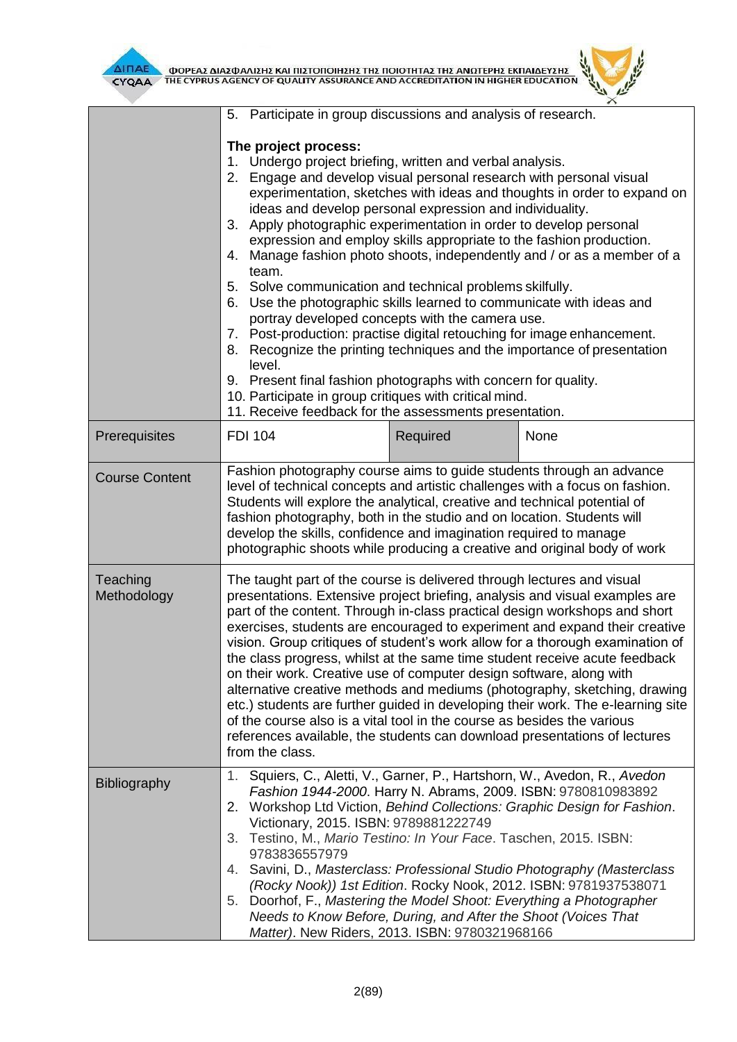| | | | |
|---|---|---|---|
| | 5. Participate in group discussions and analysis of research.<br><br>**The project process:**<br>1. Undergo project briefing, written and verbal analysis.<br>2. Engage and develop visual personal research with personal visual experimentation, sketches with ideas and thoughts in order to expand on ideas and develop personal expression and individuality.<br>3. Apply photographic experimentation in order to develop personal expression and employ skills appropriate to the fashion production.<br>4. Manage fashion photo shoots, independently and / or as a member of a team.<br>5. Solve communication and technical problems skilfully.<br>6. Use the photographic skills learned to communicate with ideas and portray developed concepts with the camera use.<br>7. Post-production: practise digital retouching for image enhancement.<br>8. Recognize the printing techniques and the importance of presentation level.<br>9. Present final fashion photographs with concern for quality.<br>10. Participate in group critiques with critical mind.<br>11. Receive feedback for the assessments presentation. | | |
| Prerequisites | FDI 104 | Required | None |
| Course Content | Fashion photography course aims to guide students through an advance level of technical concepts and artistic challenges with a focus on fashion. Students will explore the analytical, creative and technical potential of fashion photography, both in the studio and on location. Students will develop the skills, confidence and imagination required to manage photographic shoots while producing a creative and original body of work | | |
| Teaching Methodology | The taught part of the course is delivered through lectures and visual presentations. Extensive project briefing, analysis and visual examples are part of the content. Through in-class practical design workshops and short exercises, students are encouraged to experiment and expand their creative vision. Group critiques of student's work allow for a thorough examination of the class progress, whilst at the same time student receive acute feedback on their work. Creative use of computer design software, along with alternative creative methods and mediums (photography, sketching, drawing etc.) students are further guided in developing their work. The e-learning site of the course also is a vital tool in the course as besides the various references available, the students can download presentations of lectures from the class. | | |
| Bibliography | 1. Squiers, C., Aletti, V., Garner, P., Hartshorn, W., Avedon, R., *Avedon Fashion 1944-2000*. Harry N. Abrams, 2009. ISBN: 9780810983892<br>2. Workshop Ltd Viction, *Behind Collections: Graphic Design for Fashion*. Victionary, 2015. ISBN: 9789881222749<br>3. Testino, M., *Mario Testino: In Your Face*. Taschen, 2015. ISBN: 9783836557979<br>4. Savini, D., *Masterclass: Professional Studio Photography (Masterclass (Rocky Nook)) 1st Edition*. Rocky Nook, 2012. ISBN: 9781937538071<br>5. Doorhof, F., *Mastering the Model Shoot: Everything a Photographer Needs to Know Before, During, and After the Shoot (Voices That Matter)*. New Riders, 2013. ISBN: 9780321968166 | | |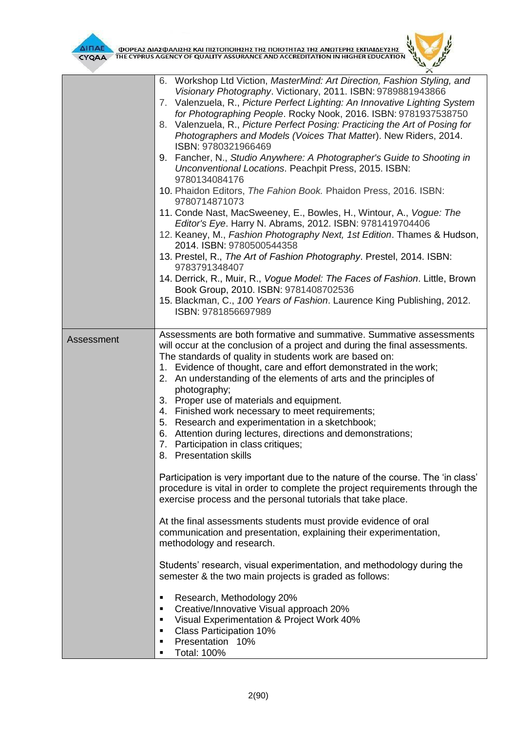| | |
|---|---|
| | 6. Workshop Ltd Viction, *MasterMind: Art Direction, Fashion Styling, and Visionary Photography*. Victionary, 2011. ISBN: 9789881943866<br>7. Valenzuela, R., *Picture Perfect Lighting: An Innovative Lighting System for Photographing People*. Rocky Nook, 2016. ISBN: 9781937538750<br>8. Valenzuela, R., *Picture Perfect Posing: Practicing the Art of Posing for Photographers and Models (Voices That Matte*r). New Riders, 2014. ISBN: 9780321966469<br>9. Fancher, N., *Studio Anywhere: A Photographer's Guide to Shooting in Unconventional Locations*. Peachpit Press, 2015. ISBN: 9780134084176<br>10. Phaidon Editors, *The Fahion Book.* Phaidon Press, 2016. ISBN: 9780714871073<br>11. Conde Nast, MacSweeney, E., Bowles, H., Wintour, A., *Vogue: The Editor's Eye*. Harry N. Abrams, 2012. ISBN: 9781419704406<br>12. Keaney, M., *Fashion Photography Next, 1st Edition*. Thames & Hudson, 2014. ISBN: 9780500544358<br>13. Prestel, R., *The Art of Fashion Photography*. Prestel, 2014. ISBN: 9783791348407<br>14. Derrick, R., Muir, R., *Vogue Model: The Faces of Fashion*. Little, Brown Book Group, 2010. ISBN: 9781408702536<br>15. Blackman, C., *100 Years of Fashion*. Laurence King Publishing, 2012. ISBN: 9781856697989 |
| Assessment | Assessments are both formative and summative. Summative assessments will occur at the conclusion of a project and during the final assessments. The standards of quality in students work are based on:<br>1. Evidence of thought, care and effort demonstrated in the work;<br>2. An understanding of the elements of arts and the principles of photography;<br>3. Proper use of materials and equipment.<br>4. Finished work necessary to meet requirements;<br>5. Research and experimentation in a sketchbook;<br>6. Attention during lectures, directions and demonstrations;<br>7. Participation in class critiques;<br>8. Presentation skills<br><br>Participation is very important due to the nature of the course. The 'in class' procedure is vital in order to complete the project requirements through the exercise process and the personal tutorials that take place.<br><br>At the final assessments students must provide evidence of oral communication and presentation, explaining their experimentation, methodology and research.<br><br>Students' research, visual experimentation, and methodology during the semester & the two main projects is graded as follows:<br><br>▪ Research, Methodology 20%<br>▪ Creative/Innovative Visual approach 20%<br>▪ Visual Experimentation & Project Work 40%<br>▪ Class Participation 10%<br>▪ Presentation 10%<br>▪ Total: 100% |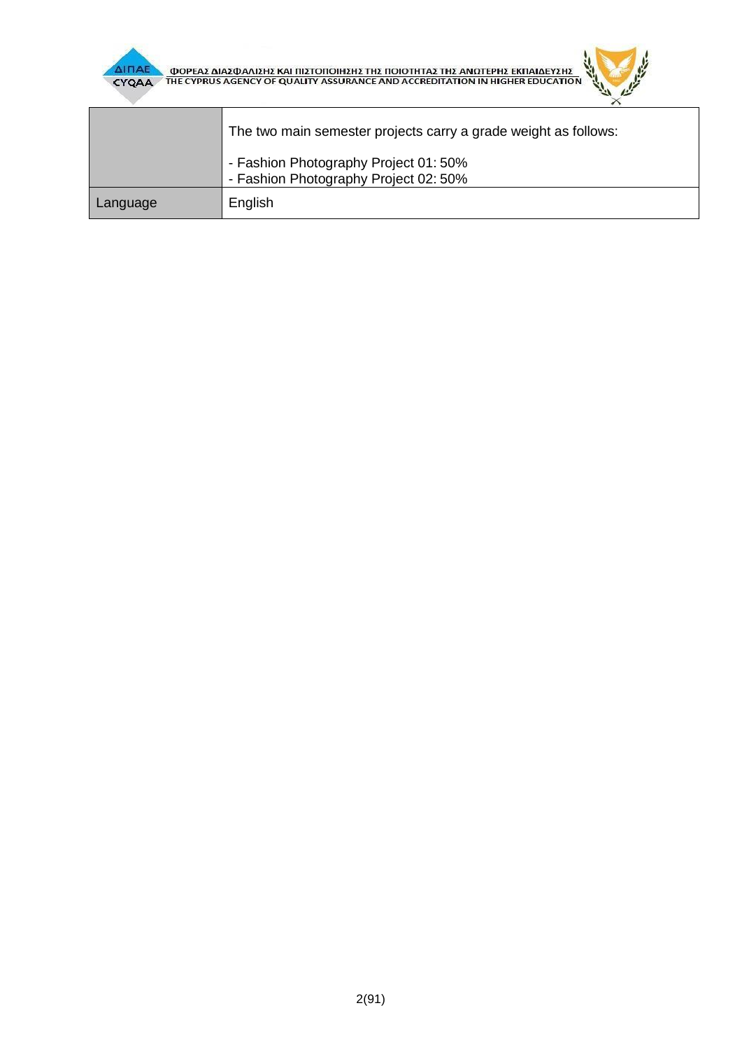| | |
|---|---|
| | The two main semester projects carry a grade weight as follows:<br><br>- Fashion Photography Project 01: 50%<br>- Fashion Photography Project 02: 50% |
| Language | English |